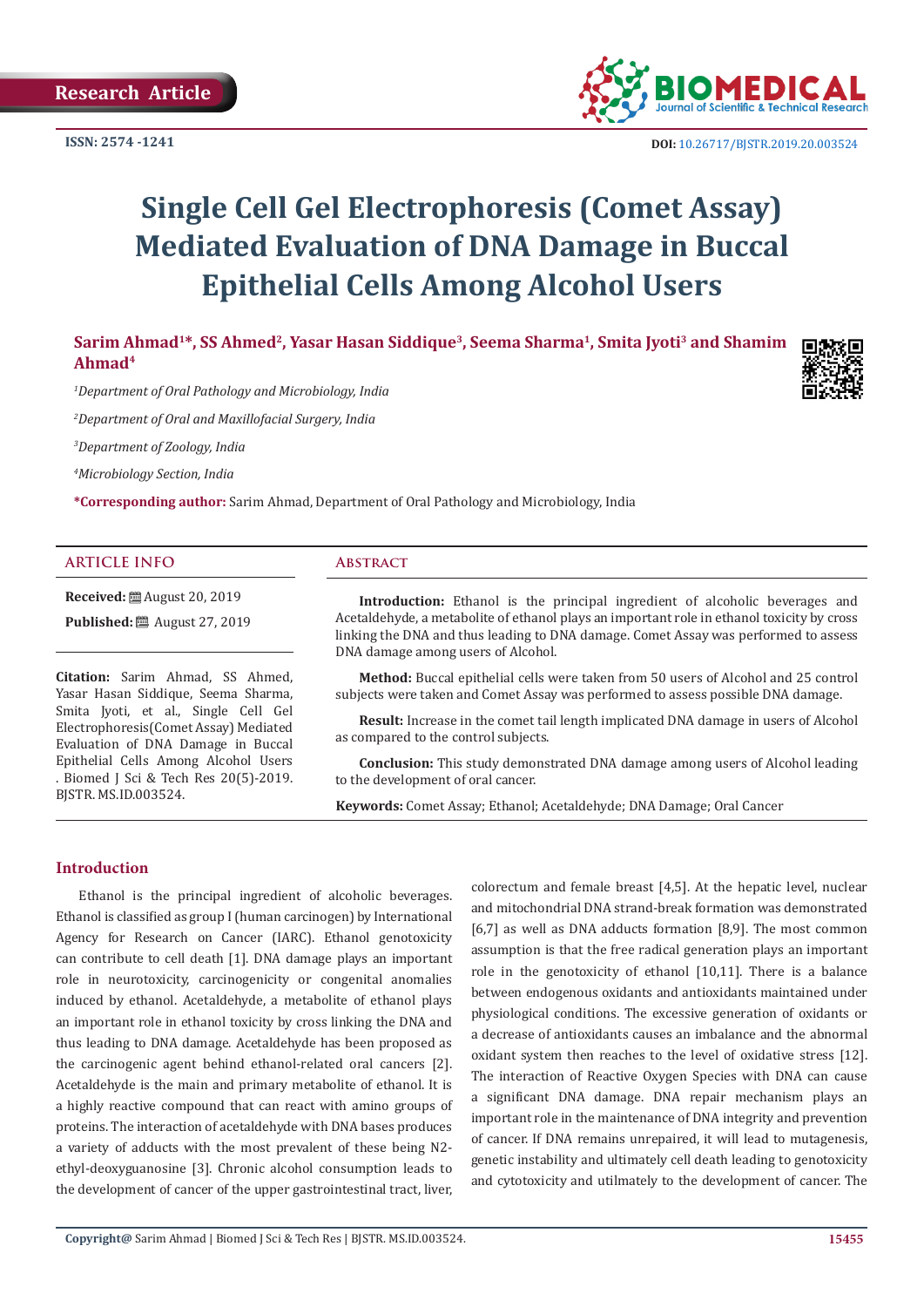Research Article

ISSN: 2574 -1241

DOI: 10.26717/BJSTR.2019.20.003524

# Single Cell Gel Electrophoresis (Comet Assay) Mediated Evaluation of DNA Damage in Buccal Epithelial Cells Among Alcohol Users

**Sarim Ahmad[1]*, SS Ahmed[2], Yasar Hasan Siddique[3], Seema Sharma[1], Smita Jyoti[3] and Shamim Ahmad[4]**

[1]*Department of Oral Pathology and Microbiology, India*

[2]*Department of Oral and Maxillofacial Surgery, India*

[3]*Department of Zoology, India*

[4]*Microbiology Section, India*

***Corresponding author:** Sarim Ahmad, Department of Oral Pathology and Microbiology, India

## ARTICLE INFO

**Received:** August 20, 2019

**Published:** August 27, 2019

**Citation:** Sarim Ahmad, SS Ahmed, Yasar Hasan Siddique, Seema Sharma, Smita Jyoti, et al., Single Cell Gel Electrophoresis(Comet Assay) Mediated Evaluation of DNA Damage in Buccal Epithelial Cells Among Alcohol Users . Biomed J Sci & Tech Res 20(5)-2019. BJSTR. MS.ID.003524.

## Abstract

**Introduction:** Ethanol is the principal ingredient of alcoholic beverages and Acetaldehyde, a metabolite of ethanol plays an important role in ethanol toxicity by cross linking the DNA and thus leading to DNA damage. Comet Assay was performed to assess DNA damage among users of Alcohol.

**Method:** Buccal epithelial cells were taken from 50 users of Alcohol and 25 control subjects were taken and Comet Assay was performed to assess possible DNA damage.

**Result:** Increase in the comet tail length implicated DNA damage in users of Alcohol as compared to the control subjects.

**Conclusion:** This study demonstrated DNA damage among users of Alcohol leading to the development of oral cancer.

**Keywords:** Comet Assay; Ethanol; Acetaldehyde; DNA Damage; Oral Cancer

## Introduction

Ethanol is the principal ingredient of alcoholic beverages. Ethanol is classified as group I (human carcinogen) by International Agency for Research on Cancer (IARC). Ethanol genotoxicity can contribute to cell death [1]. DNA damage plays an important role in neurotoxicity, carcinogenicity or congenital anomalies induced by ethanol. Acetaldehyde, a metabolite of ethanol plays an important role in ethanol toxicity by cross linking the DNA and thus leading to DNA damage. Acetaldehyde has been proposed as the carcinogenic agent behind ethanol-related oral cancers [2]. Acetaldehyde is the main and primary metabolite of ethanol. It is a highly reactive compound that can react with amino groups of proteins. The interaction of acetaldehyde with DNA bases produces a variety of adducts with the most prevalent of these being N2-ethyl-deoxyguanosine [3]. Chronic alcohol consumption leads to the development of cancer of the upper gastrointestinal tract, liver, colorectum and female breast [4,5]. At the hepatic level, nuclear and mitochondrial DNA strand-break formation was demonstrated [6,7] as well as DNA adducts formation [8,9]. The most common assumption is that the free radical generation plays an important role in the genotoxicity of ethanol [10,11]. There is a balance between endogenous oxidants and antioxidants maintained under physiological conditions. The excessive generation of oxidants or a decrease of antioxidants causes an imbalance and the abnormal oxidant system then reaches to the level of oxidative stress [12]. The interaction of Reactive Oxygen Species with DNA can cause a significant DNA damage. DNA repair mechanism plays an important role in the maintenance of DNA integrity and prevention of cancer. If DNA remains unrepaired, it will lead to mutagenesis, genetic instability and ultimately cell death leading to genotoxicity and cytotoxicity and utilmately to the development of cancer. The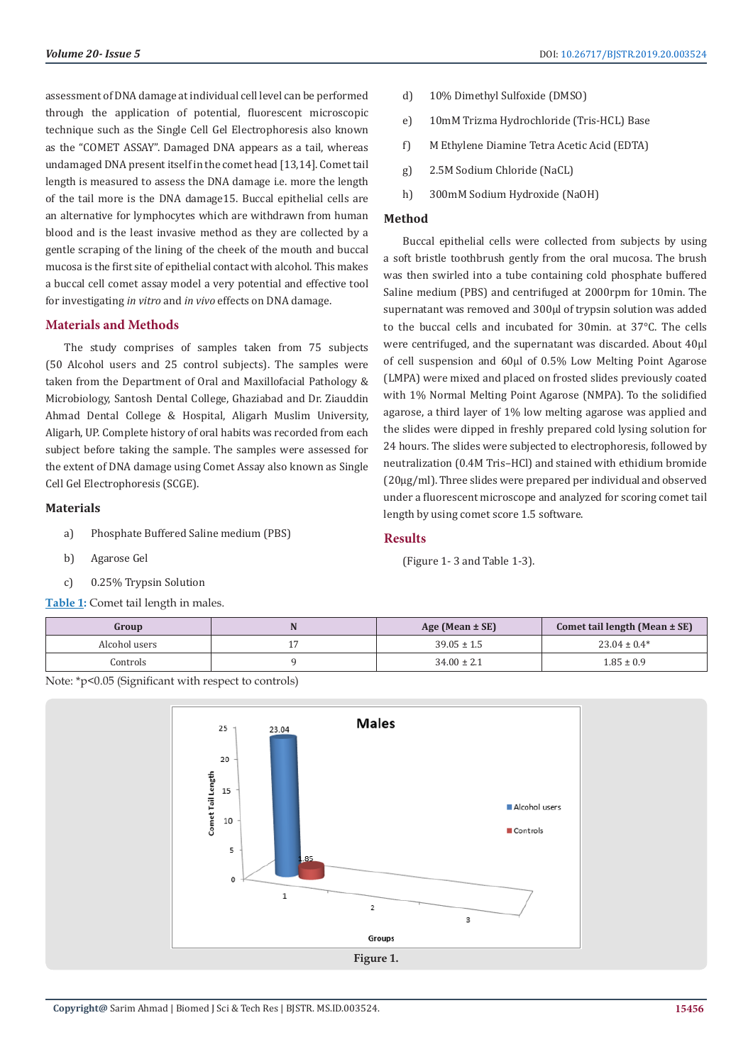assessment of DNA damage at individual cell level can be performed through the application of potential, fluorescent microscopic technique such as the Single Cell Gel Electrophoresis also known as the "COMET ASSAY". Damaged DNA appears as a tail, whereas undamaged DNA present itself in the comet head [13,14]. Comet tail length is measured to assess the DNA damage i.e. more the length of the tail more is the DNA damage15. Buccal epithelial cells are an alternative for lymphocytes which are withdrawn from human blood and is the least invasive method as they are collected by a gentle scraping of the lining of the cheek of the mouth and buccal mucosa is the first site of epithelial contact with alcohol. This makes a buccal cell comet assay model a very potential and effective tool for investigating *in vitro* and *in vivo* effects on DNA damage.

## Materials and Methods

The study comprises of samples taken from 75 subjects (50 Alcohol users and 25 control subjects). The samples were taken from the Department of Oral and Maxillofacial Pathology & Microbiology, Santosh Dental College, Ghaziabad and Dr. Ziauddin Ahmad Dental College & Hospital, Aligarh Muslim University, Aligarh, UP. Complete history of oral habits was recorded from each subject before taking the sample. The samples were assessed for the extent of DNA damage using Comet Assay also known as Single Cell Gel Electrophoresis (SCGE).

### Materials

a) Phosphate Buffered Saline medium (PBS)

b) Agarose Gel

c) 0.25% Trypsin Solution

d) 10% Dimethyl Sulfoxide (DMSO)

e) 10mM Trizma Hydrochloride (Tris-HCL) Base

f) M Ethylene Diamine Tetra Acetic Acid (EDTA)

g) 2.5M Sodium Chloride (NaCL)

h) 300mM Sodium Hydroxide (NaOH)

### Method

Buccal epithelial cells were collected from subjects by using a soft bristle toothbrush gently from the oral mucosa. The brush was then swirled into a tube containing cold phosphate buffered Saline medium (PBS) and centrifuged at 2000rpm for 10min. The supernatant was removed and 300µl of trypsin solution was added to the buccal cells and incubated for 30min. at 37°C. The cells were centrifuged, and the supernatant was discarded. About 40µl of cell suspension and 60µl of 0.5% Low Melting Point Agarose (LMPA) were mixed and placed on frosted slides previously coated with 1% Normal Melting Point Agarose (NMPA). To the solidified agarose, a third layer of 1% low melting agarose was applied and the slides were dipped in freshly prepared cold lysing solution for 24 hours. The slides were subjected to electrophoresis, followed by neutralization (0.4M Tris–HCl) and stained with ethidium bromide (20µg/ml). Three slides were prepared per individual and observed under a fluorescent microscope and analyzed for scoring comet tail length by using comet score 1.5 software.

## Results

(Figure 1- 3 and Table 1-3).

Table 1: Comet tail length in males.

| Group | N | Age (Mean ± SE) | Comet tail length (Mean ± SE) |
|---|---|---|---|
| Alcohol users | 17 | 39.05 ± 1.5 | 23.04 ± 0.4* |
| Controls | 9 | 34.00 ± 2.1 | 1.85 ± 0.9 |

Note: *p<0.05 (Significant with respect to controls)

Figure 1.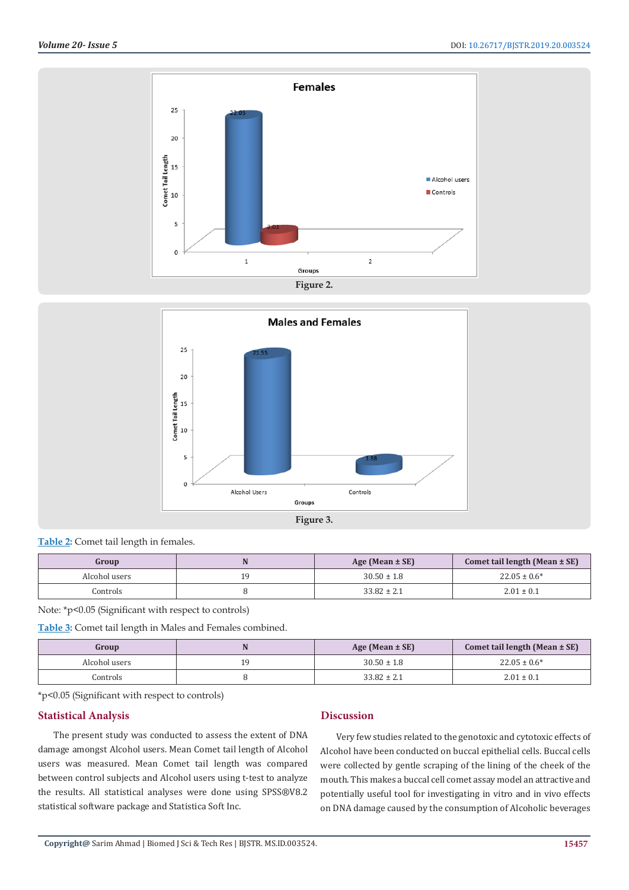Figure 2.

Figure 3.

Table 2: Comet tail length in females.

| Group | N | Age (Mean ± SE) | Comet tail length (Mean ± SE) |
|---|---|---|---|
| Alcohol users | 19 | 30.50 ± 1.8 | 22.05 ± 0.6* |
| Controls | 8 | 33.82 ± 2.1 | 2.01 ± 0.1 |

Note: *p<0.05 (Significant with respect to controls)

Table 3: Comet tail length in Males and Females combined.

| Group | N | Age (Mean ± SE) | Comet tail length (Mean ± SE) |
|---|---|---|---|
| Alcohol users | 19 | 30.50 ± 1.8 | 22.05 ± 0.6* |
| Controls | 8 | 33.82 ± 2.1 | 2.01 ± 0.1 |

*p<0.05 (Significant with respect to controls)

## Statistical Analysis

The present study was conducted to assess the extent of DNA damage amongst Alcohol users. Mean Comet tail length of Alcohol users was measured. Mean Comet tail length was compared between control subjects and Alcohol users using t-test to analyze the results. All statistical analyses were done using SPSS®V8.2 statistical software package and Statistica Soft Inc.

## Discussion

Very few studies related to the genotoxic and cytotoxic effects of Alcohol have been conducted on buccal epithelial cells. Buccal cells were collected by gentle scraping of the lining of the cheek of the mouth. This makes a buccal cell comet assay model an attractive and potentially useful tool for investigating in vitro and in vivo effects on DNA damage caused by the consumption of Alcoholic beverages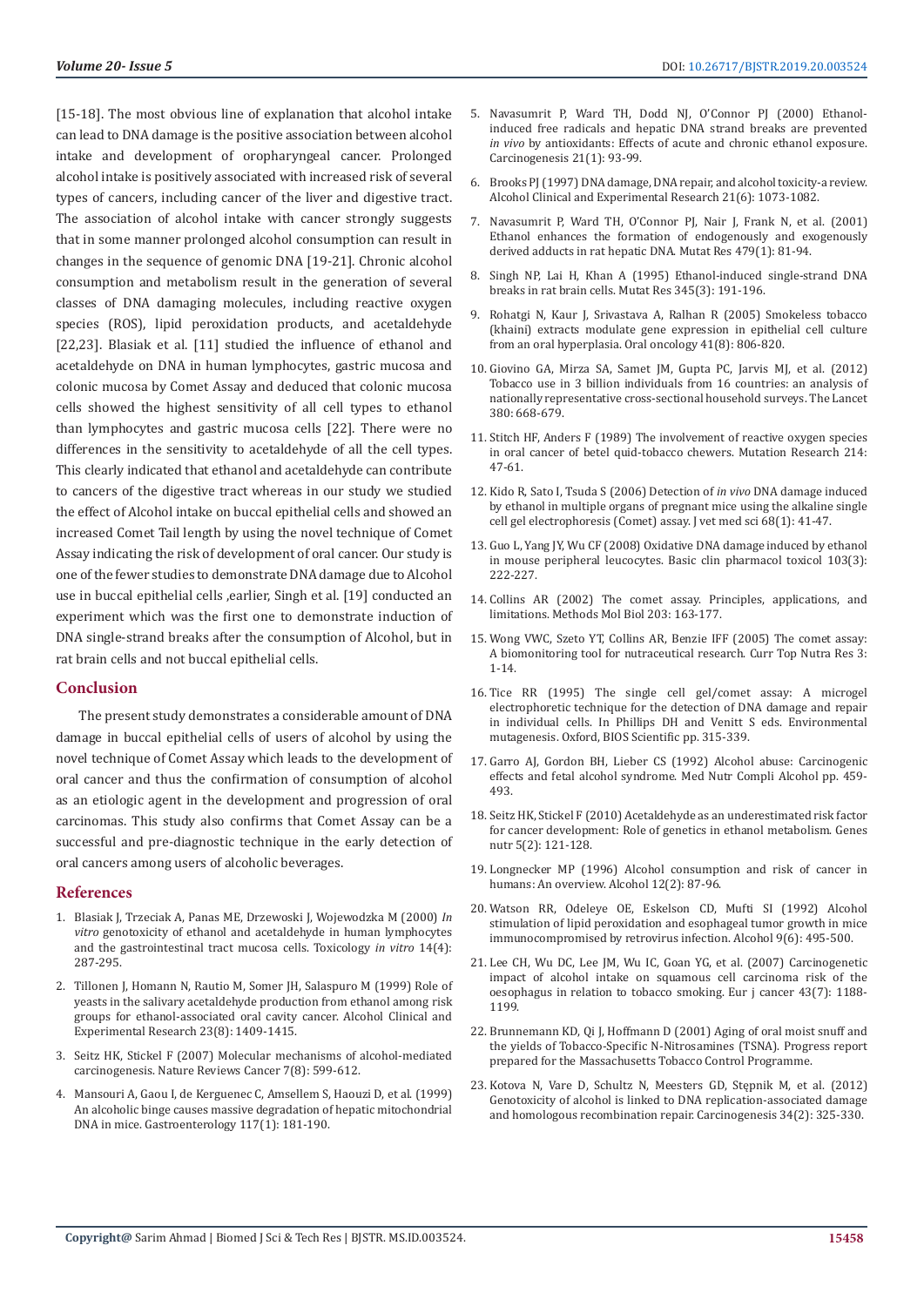[15-18]. The most obvious line of explanation that alcohol intake can lead to DNA damage is the positive association between alcohol intake and development of oropharyngeal cancer. Prolonged alcohol intake is positively associated with increased risk of several types of cancers, including cancer of the liver and digestive tract. The association of alcohol intake with cancer strongly suggests that in some manner prolonged alcohol consumption can result in changes in the sequence of genomic DNA [19-21]. Chronic alcohol consumption and metabolism result in the generation of several classes of DNA damaging molecules, including reactive oxygen species (ROS), lipid peroxidation products, and acetaldehyde [22,23]. Blasiak et al. [11] studied the influence of ethanol and acetaldehyde on DNA in human lymphocytes, gastric mucosa and colonic mucosa by Comet Assay and deduced that colonic mucosa cells showed the highest sensitivity of all cell types to ethanol than lymphocytes and gastric mucosa cells [22]. There were no differences in the sensitivity to acetaldehyde of all the cell types. This clearly indicated that ethanol and acetaldehyde can contribute to cancers of the digestive tract whereas in our study we studied the effect of Alcohol intake on buccal epithelial cells and showed an increased Comet Tail length by using the novel technique of Comet Assay indicating the risk of development of oral cancer. Our study is one of the fewer studies to demonstrate DNA damage due to Alcohol use in buccal epithelial cells ,earlier, Singh et al. [19] conducted an experiment which was the first one to demonstrate induction of DNA single-strand breaks after the consumption of Alcohol, but in rat brain cells and not buccal epithelial cells.

## Conclusion

The present study demonstrates a considerable amount of DNA damage in buccal epithelial cells of users of alcohol by using the novel technique of Comet Assay which leads to the development of oral cancer and thus the confirmation of consumption of alcohol as an etiologic agent in the development and progression of oral carcinomas. This study also confirms that Comet Assay can be a successful and pre-diagnostic technique in the early detection of oral cancers among users of alcoholic beverages.

## References

1. Blasiak J, Trzeciak A, Panas ME, Drzewoski J, Wojewodzka M (2000) *In vitro* genotoxicity of ethanol and acetaldehyde in human lymphocytes and the gastrointestinal tract mucosa cells. Toxicology *in vitro* 14(4): 287-295.
2. Tillonen J, Homann N, Rautio M, Somer JH, Salaspuro M (1999) Role of yeasts in the salivary acetaldehyde production from ethanol among risk groups for ethanol-associated oral cavity cancer. Alcohol Clinical and Experimental Research 23(8): 1409-1415.
3. Seitz HK, Stickel F (2007) Molecular mechanisms of alcohol-mediated carcinogenesis. Nature Reviews Cancer 7(8): 599-612.
4. Mansouri A, Gaou I, de Kerguenec C, Amsellem S, Haouzi D, et al. (1999) An alcoholic binge causes massive degradation of hepatic mitochondrial DNA in mice. Gastroenterology 117(1): 181-190.
5. Navasumrit P, Ward TH, Dodd NJ, O'Connor PJ (2000) Ethanol-induced free radicals and hepatic DNA strand breaks are prevented *in vivo* by antioxidants: Effects of acute and chronic ethanol exposure. Carcinogenesis 21(1): 93-99.
6. Brooks PJ (1997) DNA damage, DNA repair, and alcohol toxicity-a review. Alcohol Clinical and Experimental Research 21(6): 1073-1082.
7. Navasumrit P, Ward TH, O'Connor PJ, Nair J, Frank N, et al. (2001) Ethanol enhances the formation of endogenously and exogenously derived adducts in rat hepatic DNA. Mutat Res 479(1): 81-94.
8. Singh NP, Lai H, Khan A (1995) Ethanol-induced single-strand DNA breaks in rat brain cells. Mutat Res 345(3): 191-196.
9. Rohatgi N, Kaur J, Srivastava A, Ralhan R (2005) Smokeless tobacco (khaini) extracts modulate gene expression in epithelial cell culture from an oral hyperplasia. Oral oncology 41(8): 806-820.
10. Giovino GA, Mirza SA, Samet JM, Gupta PC, Jarvis MJ, et al. (2012) Tobacco use in 3 billion individuals from 16 countries: an analysis of nationally representative cross-sectional household surveys. The Lancet 380: 668-679.
11. Stitch HF, Anders F (1989) The involvement of reactive oxygen species in oral cancer of betel quid-tobacco chewers. Mutation Research 214: 47-61.
12. Kido R, Sato I, Tsuda S (2006) Detection of *in vivo* DNA damage induced by ethanol in multiple organs of pregnant mice using the alkaline single cell gel electrophoresis (Comet) assay. J vet med sci 68(1): 41-47.
13. Guo L, Yang JY, Wu CF (2008) Oxidative DNA damage induced by ethanol in mouse peripheral leucocytes. Basic clin pharmacol toxicol 103(3): 222-227.
14. Collins AR (2002) The comet assay. Principles, applications, and limitations. Methods Mol Biol 203: 163-177.
15. Wong VWC, Szeto YT, Collins AR, Benzie IFF (2005) The comet assay: A biomonitoring tool for nutraceutical research. Curr Top Nutra Res 3: 1-14.
16. Tice RR (1995) The single cell gel/comet assay: A microgel electrophoretic technique for the detection of DNA damage and repair in individual cells. In Phillips DH and Venitt S eds. Environmental mutagenesis. Oxford, BIOS Scientific pp. 315-339.
17. Garro AJ, Gordon BH, Lieber CS (1992) Alcohol abuse: Carcinogenic effects and fetal alcohol syndrome. Med Nutr Compli Alcohol pp. 459-493.
18. Seitz HK, Stickel F (2010) Acetaldehyde as an underestimated risk factor for cancer development: Role of genetics in ethanol metabolism. Genes nutr 5(2): 121-128.
19. Longnecker MP (1996) Alcohol consumption and risk of cancer in humans: An overview. Alcohol 12(2): 87-96.
20. Watson RR, Odeleye OE, Eskelson CD, Mufti SI (1992) Alcohol stimulation of lipid peroxidation and esophageal tumor growth in mice immunocompromised by retrovirus infection. Alcohol 9(6): 495-500.
21. Lee CH, Wu DC, Lee JM, Wu IC, Goan YG, et al. (2007) Carcinogenetic impact of alcohol intake on squamous cell carcinoma risk of the oesophagus in relation to tobacco smoking. Eur j cancer 43(7): 1188-1199.
22. Brunnemann KD, Qi J, Hoffmann D (2001) Aging of oral moist snuff and the yields of Tobacco-Specific N-Nitrosamines (TSNA). Progress report prepared for the Massachusetts Tobacco Control Programme.
23. Kotova N, Vare D, Schultz N, Meesters GD, Stępnik M, et al. (2012) Genotoxicity of alcohol is linked to DNA replication-associated damage and homologous recombination repair. Carcinogenesis 34(2): 325-330.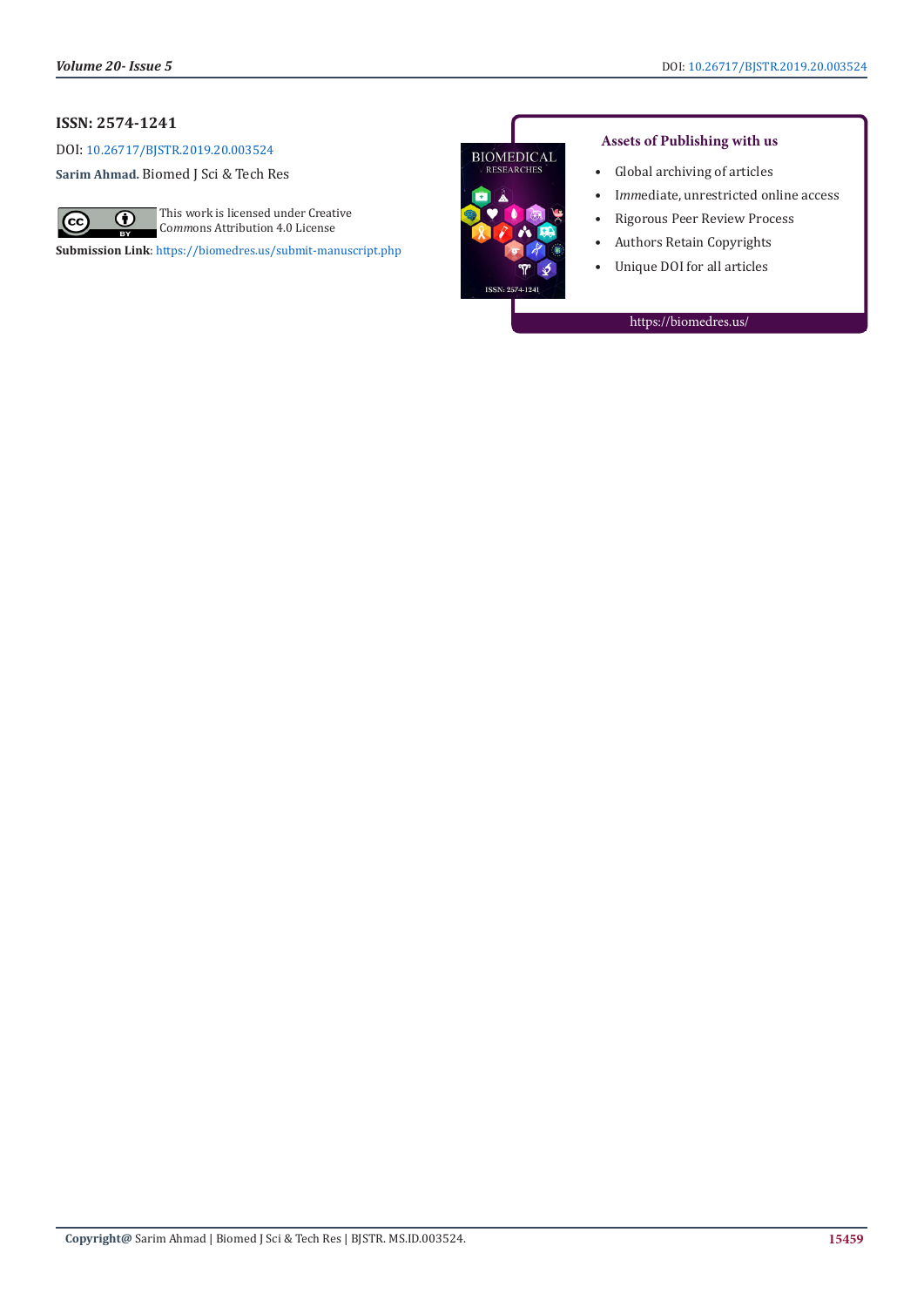**ISSN: 2574-1241**

DOI: 10.26717/BJSTR.2019.20.003524

**Sarim Ahmad.** Biomed J Sci & Tech Res

This work is licensed under Creative Commons Attribution 4.0 License

**Submission Link**: https://biomedres.us/submit-manuscript.php

### Assets of Publishing with us

- Global archiving of articles
- Immediate, unrestricted online access
- Rigorous Peer Review Process
- Authors Retain Copyrights
- Unique DOI for all articles

https://biomedres.us/